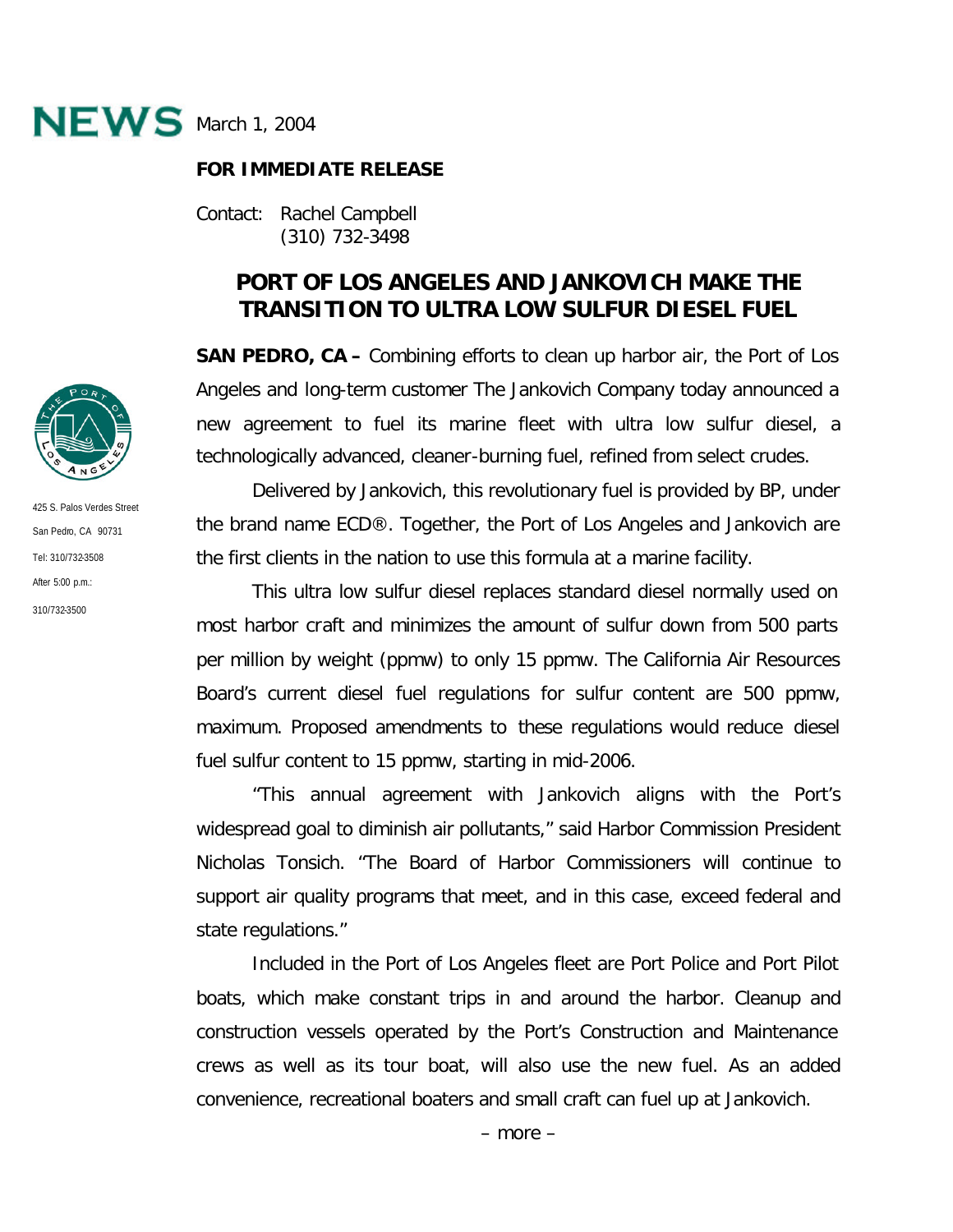**NEWS** March 1, 2004

**FOR IMMEDIATE RELEASE**

Contact: Rachel Campbell
(310) 732-3498

425 S. Palos Verdes Street
San Pedro, CA 90731
Tel: 310/732-3508
After 5:00 p.m.:
310/732-3500

# PORT OF LOS ANGELES AND JANKOVICH MAKE THE TRANSITION TO ULTRA LOW SULFUR DIESEL FUEL

**SAN PEDRO, CA –** Combining efforts to clean up harbor air, the Port of Los Angeles and long-term customer The Jankovich Company today announced a new agreement to fuel its marine fleet with ultra low sulfur diesel, a technologically advanced, cleaner-burning fuel, refined from select crudes.

Delivered by Jankovich, this revolutionary fuel is provided by BP, under the brand name ECD®. Together, the Port of Los Angeles and Jankovich are the first clients in the nation to use this formula at a marine facility.

This ultra low sulfur diesel replaces standard diesel normally used on most harbor craft and minimizes the amount of sulfur down from 500 parts per million by weight (ppmw) to only 15 ppmw. The California Air Resources Board's current diesel fuel regulations for sulfur content are 500 ppmw, maximum. Proposed amendments to these regulations would reduce diesel fuel sulfur content to 15 ppmw, starting in mid-2006.

"This annual agreement with Jankovich aligns with the Port's widespread goal to diminish air pollutants," said Harbor Commission President Nicholas Tonsich. "The Board of Harbor Commissioners will continue to support air quality programs that meet, and in this case, exceed federal and state regulations."

Included in the Port of Los Angeles fleet are Port Police and Port Pilot boats, which make constant trips in and around the harbor. Cleanup and construction vessels operated by the Port's Construction and Maintenance crews as well as its tour boat, will also use the new fuel. As an added convenience, recreational boaters and small craft can fuel up at Jankovich.

– more –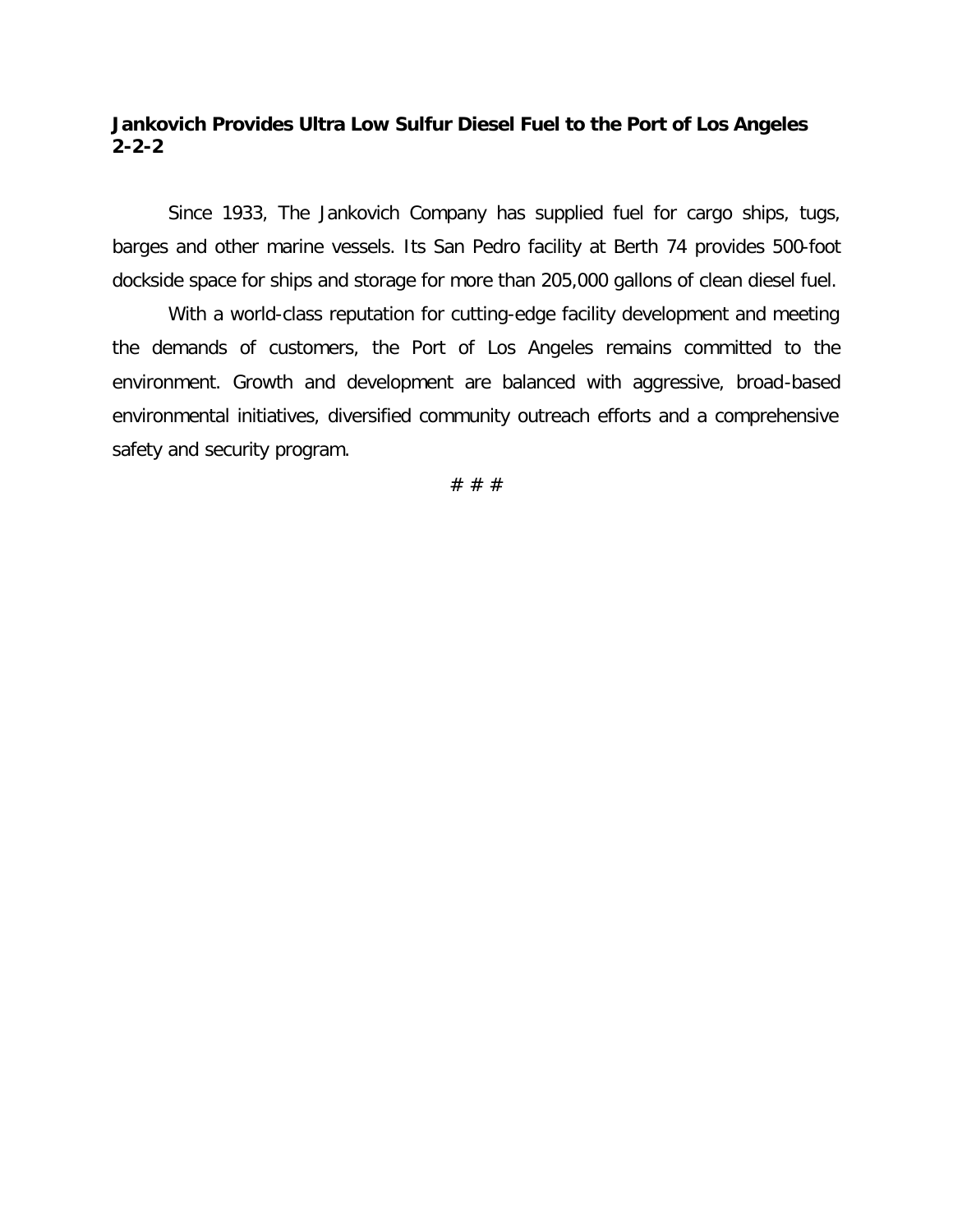**Jankovich Provides Ultra Low Sulfur Diesel Fuel to the Port of Los Angeles 2-2-2**

Since 1933, The Jankovich Company has supplied fuel for cargo ships, tugs, barges and other marine vessels. Its San Pedro facility at Berth 74 provides 500-foot dockside space for ships and storage for more than 205,000 gallons of clean diesel fuel.

With a world-class reputation for cutting-edge facility development and meeting the demands of customers, the Port of Los Angeles remains committed to the environment. Growth and development are balanced with aggressive, broad-based environmental initiatives, diversified community outreach efforts and a comprehensive safety and security program.

# # #